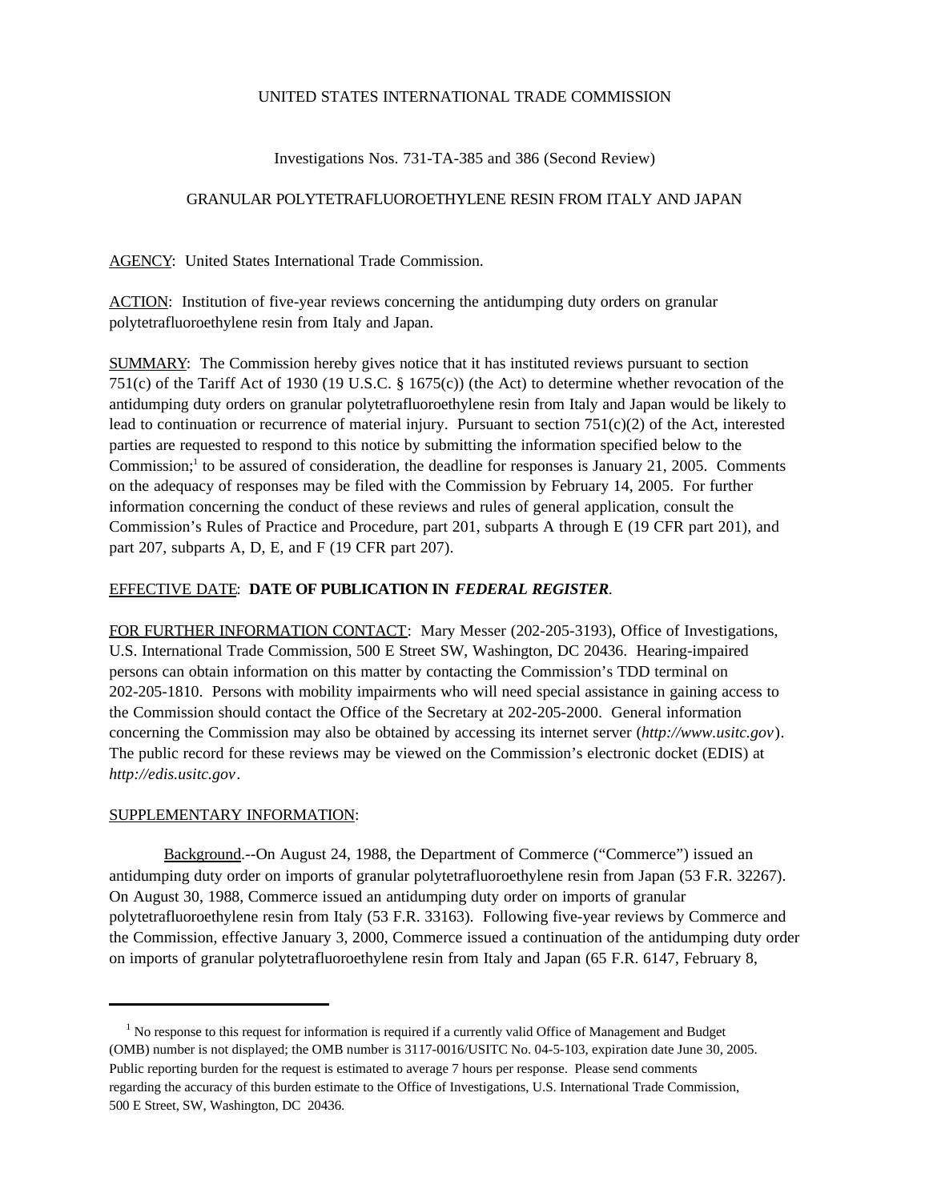UNITED STATES INTERNATIONAL TRADE COMMISSION

Investigations Nos. 731-TA-385 and 386 (Second Review)

GRANULAR POLYTETRAFLUOROETHYLENE RESIN FROM ITALY AND JAPAN

AGENCY: United States International Trade Commission.

ACTION: Institution of five-year reviews concerning the antidumping duty orders on granular polytetrafluoroethylene resin from Italy and Japan.

SUMMARY: The Commission hereby gives notice that it has instituted reviews pursuant to section 751(c) of the Tariff Act of 1930 (19 U.S.C. § 1675(c)) (the Act) to determine whether revocation of the antidumping duty orders on granular polytetrafluoroethylene resin from Italy and Japan would be likely to lead to continuation or recurrence of material injury. Pursuant to section 751(c)(2) of the Act, interested parties are requested to respond to this notice by submitting the information specified below to the Commission;[1] to be assured of consideration, the deadline for responses is January 21, 2005. Comments on the adequacy of responses may be filed with the Commission by February 14, 2005. For further information concerning the conduct of these reviews and rules of general application, consult the Commission's Rules of Practice and Procedure, part 201, subparts A through E (19 CFR part 201), and part 207, subparts A, D, E, and F (19 CFR part 207).

EFFECTIVE DATE: **DATE OF PUBLICATION IN *FEDERAL REGISTER*.**

FOR FURTHER INFORMATION CONTACT: Mary Messer (202-205-3193), Office of Investigations, U.S. International Trade Commission, 500 E Street SW, Washington, DC 20436. Hearing-impaired persons can obtain information on this matter by contacting the Commission's TDD terminal on 202-205-1810. Persons with mobility impairments who will need special assistance in gaining access to the Commission should contact the Office of the Secretary at 202-205-2000. General information concerning the Commission may also be obtained by accessing its internet server (*http://www.usitc.gov*). The public record for these reviews may be viewed on the Commission's electronic docket (EDIS) at *http://edis.usitc.gov*.

SUPPLEMENTARY INFORMATION:

Background.--On August 24, 1988, the Department of Commerce ("Commerce") issued an antidumping duty order on imports of granular polytetrafluoroethylene resin from Japan (53 F.R. 32267). On August 30, 1988, Commerce issued an antidumping duty order on imports of granular polytetrafluoroethylene resin from Italy (53 F.R. 33163). Following five-year reviews by Commerce and the Commission, effective January 3, 2000, Commerce issued a continuation of the antidumping duty order on imports of granular polytetrafluoroethylene resin from Italy and Japan (65 F.R. 6147, February 8,

[1] No response to this request for information is required if a currently valid Office of Management and Budget (OMB) number is not displayed; the OMB number is 3117-0016/USITC No. 04-5-103, expiration date June 30, 2005. Public reporting burden for the request is estimated to average 7 hours per response. Please send comments regarding the accuracy of this burden estimate to the Office of Investigations, U.S. International Trade Commission, 500 E Street, SW, Washington, DC 20436.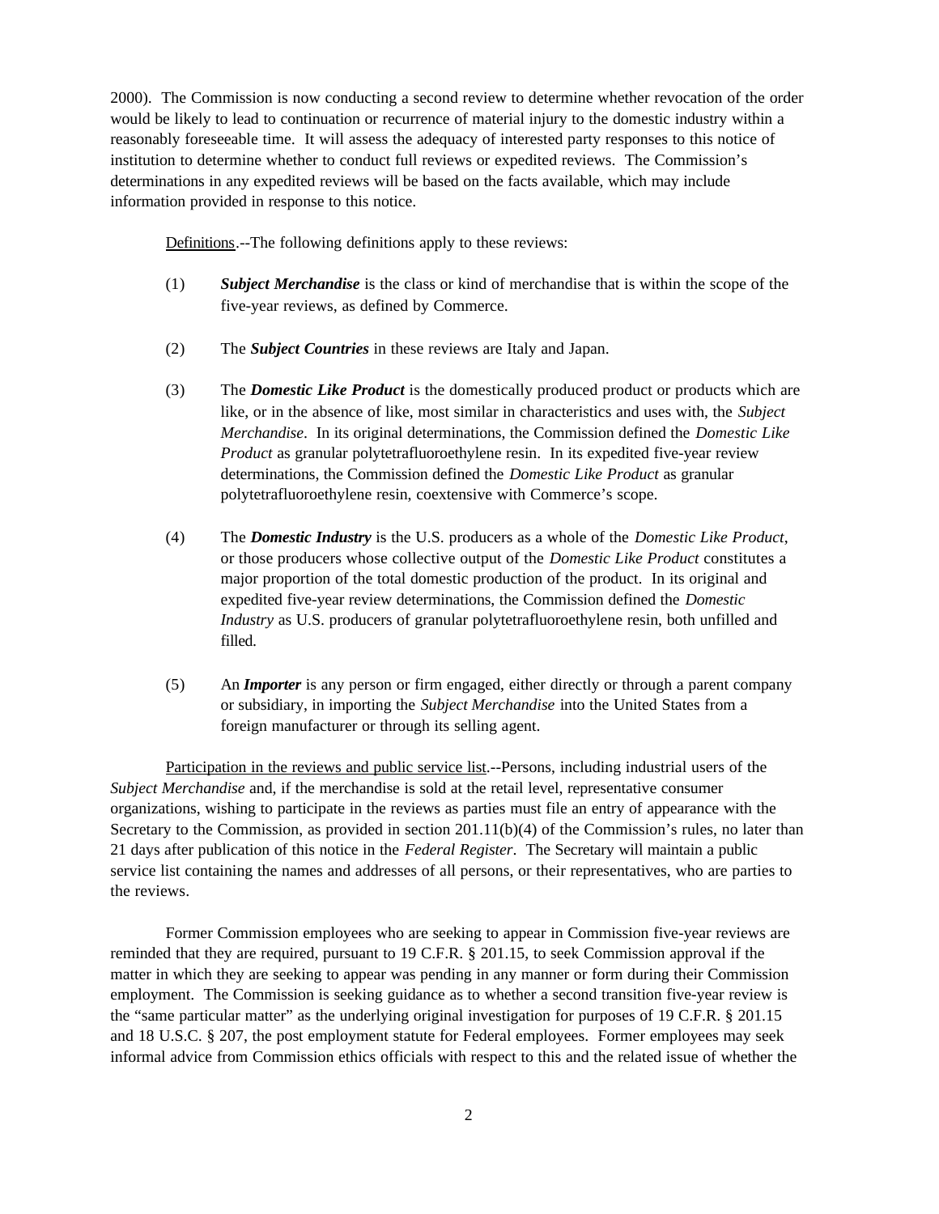2000). The Commission is now conducting a second review to determine whether revocation of the order would be likely to lead to continuation or recurrence of material injury to the domestic industry within a reasonably foreseeable time. It will assess the adequacy of interested party responses to this notice of institution to determine whether to conduct full reviews or expedited reviews. The Commission's determinations in any expedited reviews will be based on the facts available, which may include information provided in response to this notice.

Definitions.--The following definitions apply to these reviews:

(1) ***Subject Merchandise*** is the class or kind of merchandise that is within the scope of the five-year reviews, as defined by Commerce.

(2) The ***Subject Countries*** in these reviews are Italy and Japan.

(3) The ***Domestic Like Product*** is the domestically produced product or products which are like, or in the absence of like, most similar in characteristics and uses with, the *Subject Merchandise*. In its original determinations, the Commission defined the *Domestic Like Product* as granular polytetrafluoroethylene resin. In its expedited five-year review determinations, the Commission defined the *Domestic Like Product* as granular polytetrafluoroethylene resin, coextensive with Commerce's scope.

(4) The ***Domestic Industry*** is the U.S. producers as a whole of the *Domestic Like Product*, or those producers whose collective output of the *Domestic Like Product* constitutes a major proportion of the total domestic production of the product. In its original and expedited five-year review determinations, the Commission defined the *Domestic Industry* as U.S. producers of granular polytetrafluoroethylene resin, both unfilled and filled.

(5) An ***Importer*** is any person or firm engaged, either directly or through a parent company or subsidiary, in importing the *Subject Merchandise* into the United States from a foreign manufacturer or through its selling agent.

Participation in the reviews and public service list.--Persons, including industrial users of the *Subject Merchandise* and, if the merchandise is sold at the retail level, representative consumer organizations, wishing to participate in the reviews as parties must file an entry of appearance with the Secretary to the Commission, as provided in section 201.11(b)(4) of the Commission's rules, no later than 21 days after publication of this notice in the *Federal Register*. The Secretary will maintain a public service list containing the names and addresses of all persons, or their representatives, who are parties to the reviews.

Former Commission employees who are seeking to appear in Commission five-year reviews are reminded that they are required, pursuant to 19 C.F.R. § 201.15, to seek Commission approval if the matter in which they are seeking to appear was pending in any manner or form during their Commission employment. The Commission is seeking guidance as to whether a second transition five-year review is the "same particular matter" as the underlying original investigation for purposes of 19 C.F.R. § 201.15 and 18 U.S.C. § 207, the post employment statute for Federal employees. Former employees may seek informal advice from Commission ethics officials with respect to this and the related issue of whether the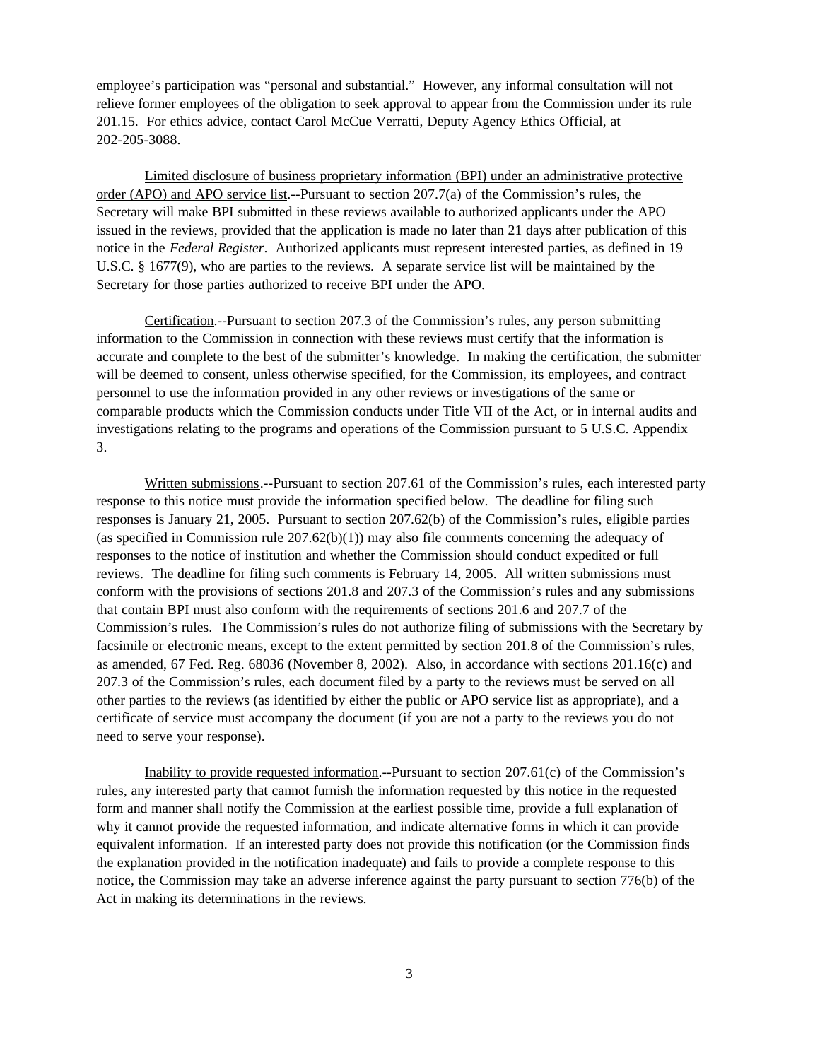employee's participation was "personal and substantial." However, any informal consultation will not relieve former employees of the obligation to seek approval to appear from the Commission under its rule 201.15. For ethics advice, contact Carol McCue Verratti, Deputy Agency Ethics Official, at 202-205-3088.

Limited disclosure of business proprietary information (BPI) under an administrative protective order (APO) and APO service list.--Pursuant to section 207.7(a) of the Commission's rules, the Secretary will make BPI submitted in these reviews available to authorized applicants under the APO issued in the reviews, provided that the application is made no later than 21 days after publication of this notice in the *Federal Register*. Authorized applicants must represent interested parties, as defined in 19 U.S.C. § 1677(9), who are parties to the reviews. A separate service list will be maintained by the Secretary for those parties authorized to receive BPI under the APO.

Certification.--Pursuant to section 207.3 of the Commission's rules, any person submitting information to the Commission in connection with these reviews must certify that the information is accurate and complete to the best of the submitter's knowledge. In making the certification, the submitter will be deemed to consent, unless otherwise specified, for the Commission, its employees, and contract personnel to use the information provided in any other reviews or investigations of the same or comparable products which the Commission conducts under Title VII of the Act, or in internal audits and investigations relating to the programs and operations of the Commission pursuant to 5 U.S.C. Appendix 3.

Written submissions.--Pursuant to section 207.61 of the Commission's rules, each interested party response to this notice must provide the information specified below. The deadline for filing such responses is January 21, 2005. Pursuant to section 207.62(b) of the Commission's rules, eligible parties (as specified in Commission rule 207.62(b)(1)) may also file comments concerning the adequacy of responses to the notice of institution and whether the Commission should conduct expedited or full reviews. The deadline for filing such comments is February 14, 2005. All written submissions must conform with the provisions of sections 201.8 and 207.3 of the Commission's rules and any submissions that contain BPI must also conform with the requirements of sections 201.6 and 207.7 of the Commission's rules. The Commission's rules do not authorize filing of submissions with the Secretary by facsimile or electronic means, except to the extent permitted by section 201.8 of the Commission's rules, as amended, 67 Fed. Reg. 68036 (November 8, 2002). Also, in accordance with sections 201.16(c) and 207.3 of the Commission's rules, each document filed by a party to the reviews must be served on all other parties to the reviews (as identified by either the public or APO service list as appropriate), and a certificate of service must accompany the document (if you are not a party to the reviews you do not need to serve your response).

Inability to provide requested information.--Pursuant to section 207.61(c) of the Commission's rules, any interested party that cannot furnish the information requested by this notice in the requested form and manner shall notify the Commission at the earliest possible time, provide a full explanation of why it cannot provide the requested information, and indicate alternative forms in which it can provide equivalent information. If an interested party does not provide this notification (or the Commission finds the explanation provided in the notification inadequate) and fails to provide a complete response to this notice, the Commission may take an adverse inference against the party pursuant to section 776(b) of the Act in making its determinations in the reviews.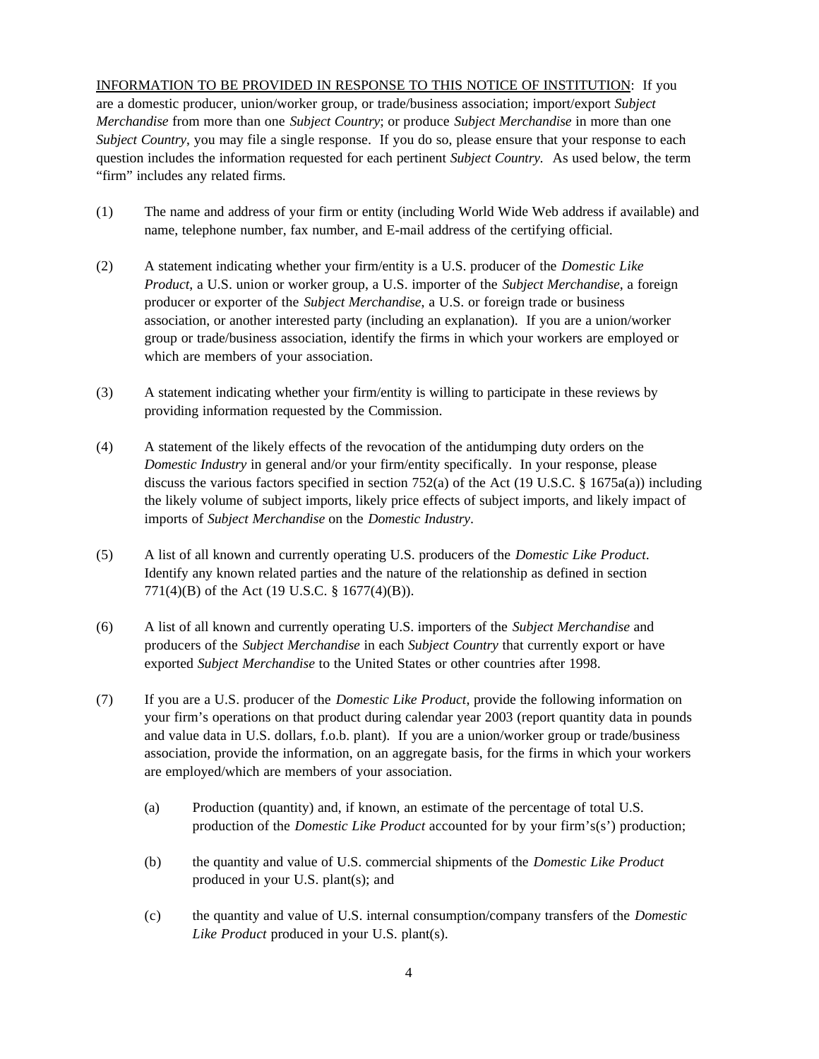<u>INFORMATION TO BE PROVIDED IN RESPONSE TO THIS NOTICE OF INSTITUTION</u>: If you are a domestic producer, union/worker group, or trade/business association; import/export *Subject Merchandise* from more than one *Subject Country*; or produce *Subject Merchandise* in more than one *Subject Country*, you may file a single response. If you do so, please ensure that your response to each question includes the information requested for each pertinent *Subject Country.* As used below, the term "firm" includes any related firms.

(1) The name and address of your firm or entity (including World Wide Web address if available) and name, telephone number, fax number, and E-mail address of the certifying official.

(2) A statement indicating whether your firm/entity is a U.S. producer of the *Domestic Like Product*, a U.S. union or worker group, a U.S. importer of the *Subject Merchandise*, a foreign producer or exporter of the *Subject Merchandise*, a U.S. or foreign trade or business association, or another interested party (including an explanation). If you are a union/worker group or trade/business association, identify the firms in which your workers are employed or which are members of your association.

(3) A statement indicating whether your firm/entity is willing to participate in these reviews by providing information requested by the Commission.

(4) A statement of the likely effects of the revocation of the antidumping duty orders on the *Domestic Industry* in general and/or your firm/entity specifically. In your response, please discuss the various factors specified in section 752(a) of the Act (19 U.S.C. § 1675a(a)) including the likely volume of subject imports, likely price effects of subject imports, and likely impact of imports of *Subject Merchandise* on the *Domestic Industry*.

(5) A list of all known and currently operating U.S. producers of the *Domestic Like Product*. Identify any known related parties and the nature of the relationship as defined in section 771(4)(B) of the Act (19 U.S.C. § 1677(4)(B)).

(6) A list of all known and currently operating U.S. importers of the *Subject Merchandise* and producers of the *Subject Merchandise* in each *Subject Country* that currently export or have exported *Subject Merchandise* to the United States or other countries after 1998.

(7) If you are a U.S. producer of the *Domestic Like Product*, provide the following information on your firm's operations on that product during calendar year 2003 (report quantity data in pounds and value data in U.S. dollars, f.o.b. plant). If you are a union/worker group or trade/business association, provide the information, on an aggregate basis, for the firms in which your workers are employed/which are members of your association.

   (a) Production (quantity) and, if known, an estimate of the percentage of total U.S. production of the *Domestic Like Product* accounted for by your firm's(s') production;

   (b) the quantity and value of U.S. commercial shipments of the *Domestic Like Product* produced in your U.S. plant(s); and

   (c) the quantity and value of U.S. internal consumption/company transfers of the *Domestic Like Product* produced in your U.S. plant(s).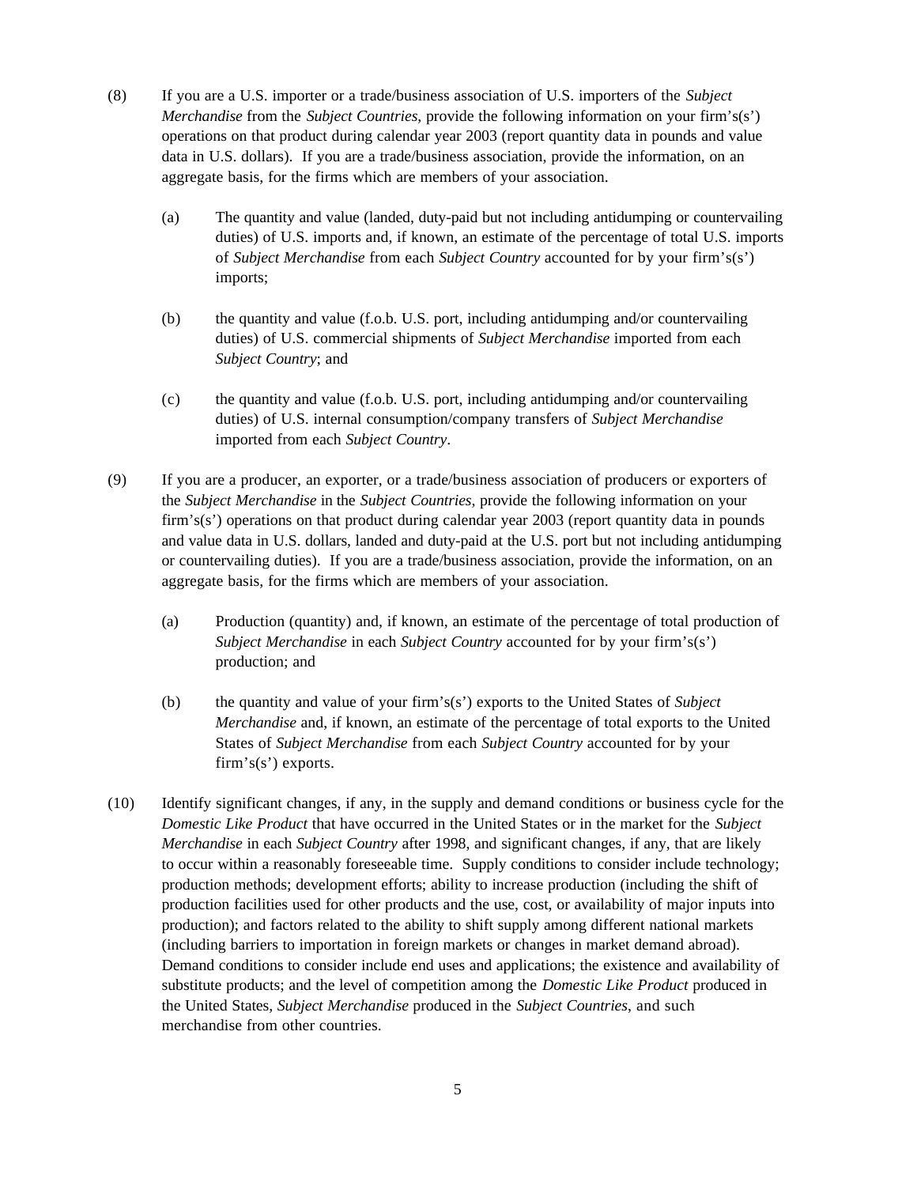(8) If you are a U.S. importer or a trade/business association of U.S. importers of the *Subject Merchandise* from the *Subject Countries*, provide the following information on your firm's(s') operations on that product during calendar year 2003 (report quantity data in pounds and value data in U.S. dollars). If you are a trade/business association, provide the information, on an aggregate basis, for the firms which are members of your association.

   (a) The quantity and value (landed, duty-paid but not including antidumping or countervailing duties) of U.S. imports and, if known, an estimate of the percentage of total U.S. imports of *Subject Merchandise* from each *Subject Country* accounted for by your firm's(s') imports;

   (b) the quantity and value (f.o.b. U.S. port, including antidumping and/or countervailing duties) of U.S. commercial shipments of *Subject Merchandise* imported from each *Subject Country*; and

   (c) the quantity and value (f.o.b. U.S. port, including antidumping and/or countervailing duties) of U.S. internal consumption/company transfers of *Subject Merchandise* imported from each *Subject Country*.

(9) If you are a producer, an exporter, or a trade/business association of producers or exporters of the *Subject Merchandise* in the *Subject Countries*, provide the following information on your firm's(s') operations on that product during calendar year 2003 (report quantity data in pounds and value data in U.S. dollars, landed and duty-paid at the U.S. port but not including antidumping or countervailing duties). If you are a trade/business association, provide the information, on an aggregate basis, for the firms which are members of your association.

   (a) Production (quantity) and, if known, an estimate of the percentage of total production of *Subject Merchandise* in each *Subject Country* accounted for by your firm's(s') production; and

   (b) the quantity and value of your firm's(s') exports to the United States of *Subject Merchandise* and, if known, an estimate of the percentage of total exports to the United States of *Subject Merchandise* from each *Subject Country* accounted for by your firm's(s') exports.

(10) Identify significant changes, if any, in the supply and demand conditions or business cycle for the *Domestic Like Product* that have occurred in the United States or in the market for the *Subject Merchandise* in each *Subject Country* after 1998, and significant changes, if any, that are likely to occur within a reasonably foreseeable time. Supply conditions to consider include technology; production methods; development efforts; ability to increase production (including the shift of production facilities used for other products and the use, cost, or availability of major inputs into production); and factors related to the ability to shift supply among different national markets (including barriers to importation in foreign markets or changes in market demand abroad). Demand conditions to consider include end uses and applications; the existence and availability of substitute products; and the level of competition among the *Domestic Like Product* produced in the United States, *Subject Merchandise* produced in the *Subject Countries*, and such merchandise from other countries.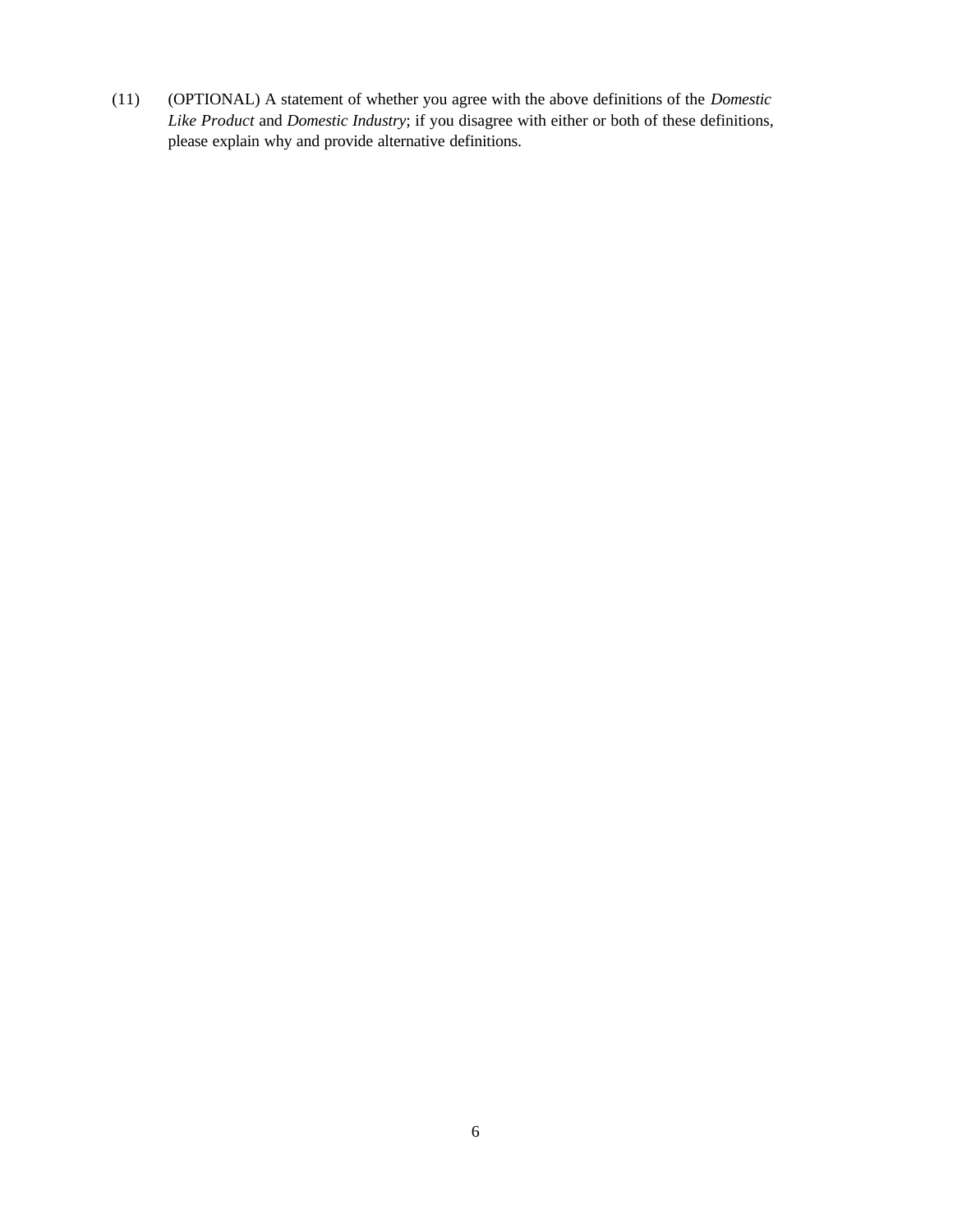(11) (OPTIONAL) A statement of whether you agree with the above definitions of the *Domestic Like Product* and *Domestic Industry*; if you disagree with either or both of these definitions, please explain why and provide alternative definitions.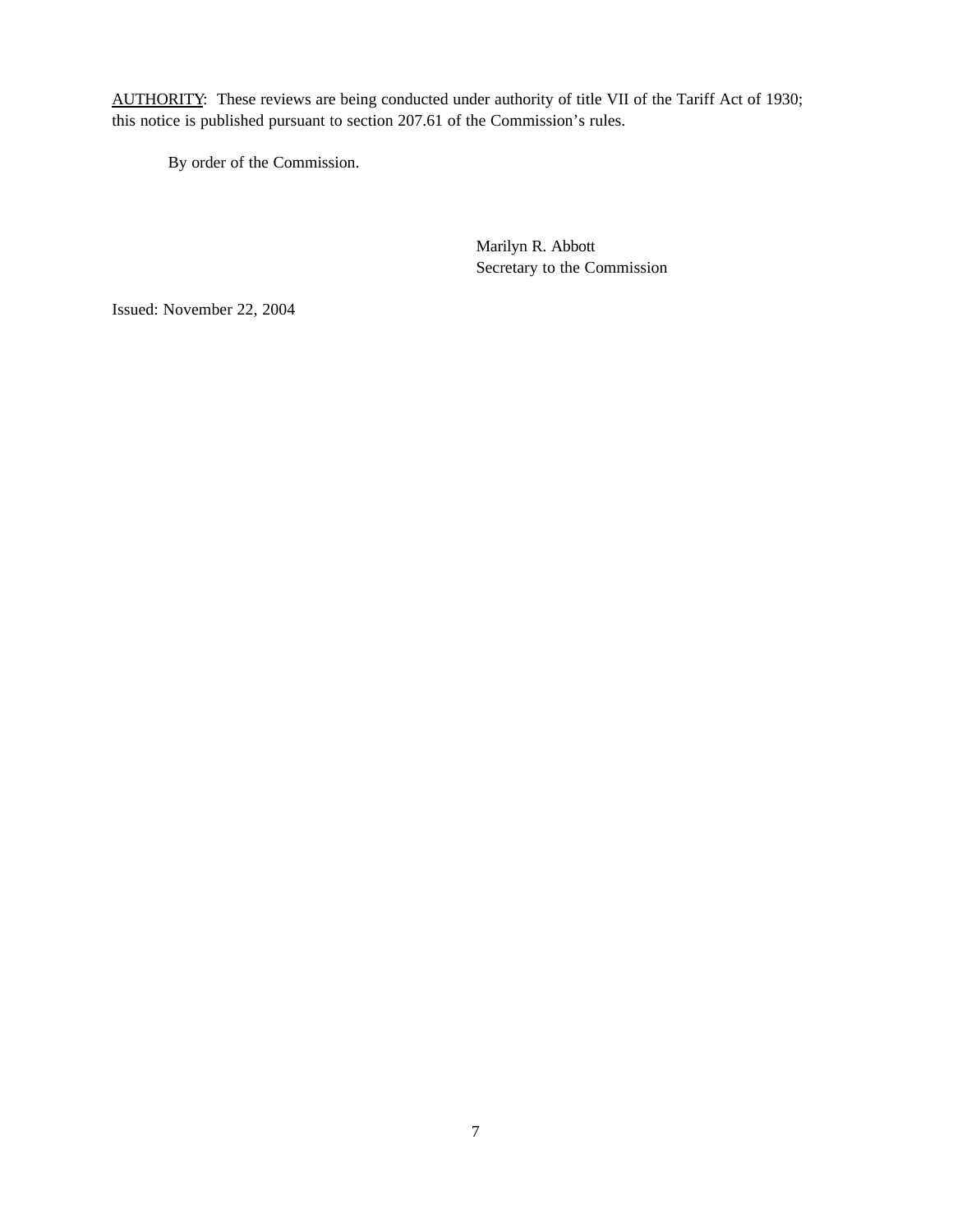AUTHORITY: These reviews are being conducted under authority of title VII of the Tariff Act of 1930; this notice is published pursuant to section 207.61 of the Commission's rules.

By order of the Commission.

Marilyn R. Abbott
Secretary to the Commission

Issued: November 22, 2004